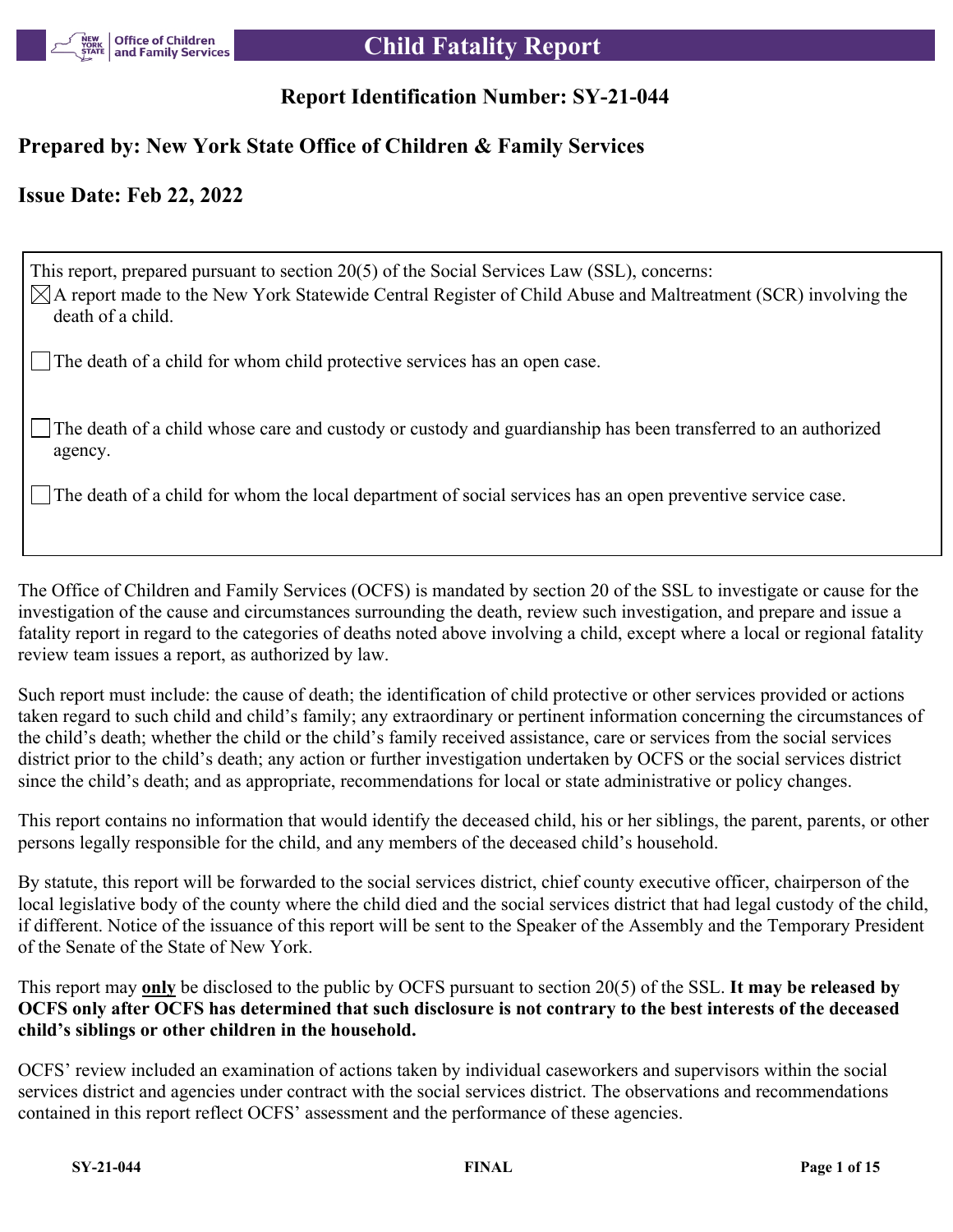# Child Fatality Report

## Report Identification Number: SY-21-044

## Prepared by: New York State Office of Children & Family Services

## Issue Date: Feb 22, 2022

This report, prepared pursuant to section 20(5) of the Social Services Law (SSL), concerns:

☒ A report made to the New York Statewide Central Register of Child Abuse and Maltreatment (SCR) involving the death of a child.

☐ The death of a child for whom child protective services has an open case.

☐ The death of a child whose care and custody or custody and guardianship has been transferred to an authorized agency.

☐ The death of a child for whom the local department of social services has an open preventive service case.

The Office of Children and Family Services (OCFS) is mandated by section 20 of the SSL to investigate or cause for the investigation of the cause and circumstances surrounding the death, review such investigation, and prepare and issue a fatality report in regard to the categories of deaths noted above involving a child, except where a local or regional fatality review team issues a report, as authorized by law.

Such report must include: the cause of death; the identification of child protective or other services provided or actions taken regard to such child and child's family; any extraordinary or pertinent information concerning the circumstances of the child's death; whether the child or the child's family received assistance, care or services from the social services district prior to the child's death; any action or further investigation undertaken by OCFS or the social services district since the child's death; and as appropriate, recommendations for local or state administrative or policy changes.

This report contains no information that would identify the deceased child, his or her siblings, the parent, parents, or other persons legally responsible for the child, and any members of the deceased child's household.

By statute, this report will be forwarded to the social services district, chief county executive officer, chairperson of the local legislative body of the county where the child died and the social services district that had legal custody of the child, if different. Notice of the issuance of this report will be sent to the Speaker of the Assembly and the Temporary President of the Senate of the State of New York.

This report may <u>**only**</u> be disclosed to the public by OCFS pursuant to section 20(5) of the SSL. **It may be released by OCFS only after OCFS has determined that such disclosure is not contrary to the best interests of the deceased child's siblings or other children in the household.**

OCFS' review included an examination of actions taken by individual caseworkers and supervisors within the social services district and agencies under contract with the social services district. The observations and recommendations contained in this report reflect OCFS' assessment and the performance of these agencies.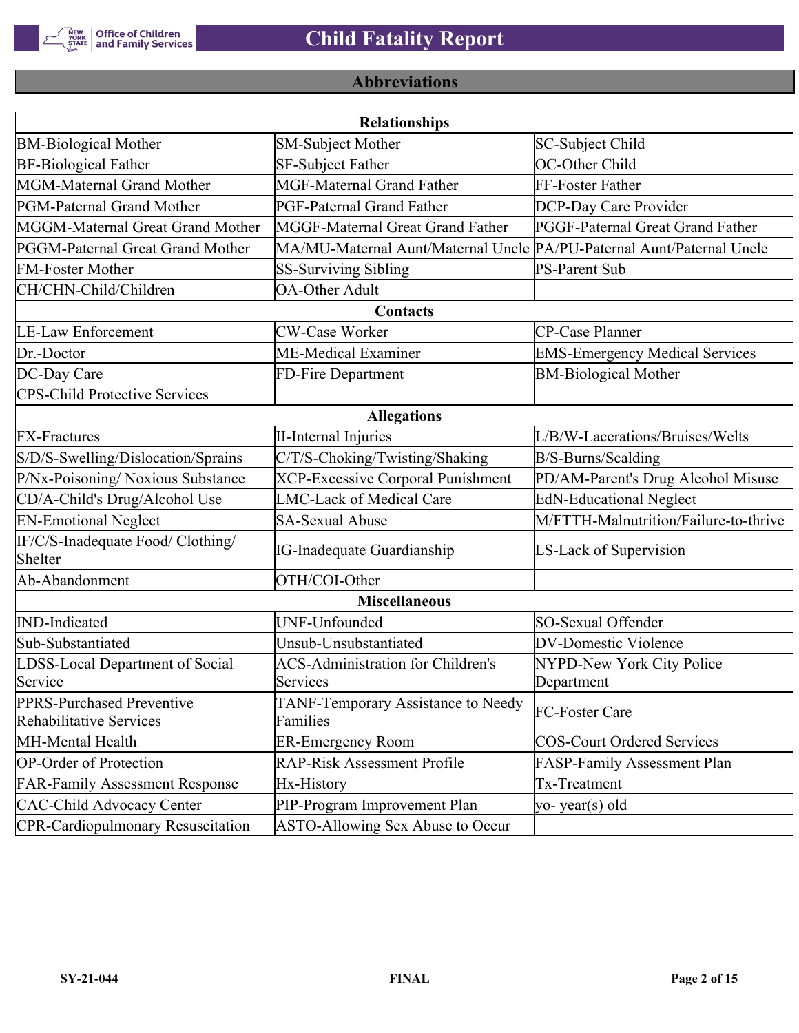## Abbreviations

| Relationships | | |
|---|---|---|
| BM-Biological Mother | SM-Subject Mother | SC-Subject Child |
| BF-Biological Father | SF-Subject Father | OC-Other Child |
| MGM-Maternal Grand Mother | MGF-Maternal Grand Father | FF-Foster Father |
| PGM-Paternal Grand Mother | PGF-Paternal Grand Father | DCP-Day Care Provider |
| MGGM-Maternal Great Grand Mother | MGGF-Maternal Great Grand Father | PGGF-Paternal Great Grand Father |
| PGGM-Paternal Great Grand Mother | MA/MU-Maternal Aunt/Maternal Uncle | PA/PU-Paternal Aunt/Paternal Uncle |
| FM-Foster Mother | SS-Surviving Sibling | PS-Parent Sub |
| CH/CHN-Child/Children | OA-Other Adult | |
| **Contacts** | | |
| LE-Law Enforcement | CW-Case Worker | CP-Case Planner |
| Dr.-Doctor | ME-Medical Examiner | EMS-Emergency Medical Services |
| DC-Day Care | FD-Fire Department | BM-Biological Mother |
| CPS-Child Protective Services | | |
| **Allegations** | | |
| FX-Fractures | II-Internal Injuries | L/B/W-Lacerations/Bruises/Welts |
| S/D/S-Swelling/Dislocation/Sprains | C/T/S-Choking/Twisting/Shaking | B/S-Burns/Scalding |
| P/Nx-Poisoning/ Noxious Substance | XCP-Excessive Corporal Punishment | PD/AM-Parent's Drug Alcohol Misuse |
| CD/A-Child's Drug/Alcohol Use | LMC-Lack of Medical Care | EdN-Educational Neglect |
| EN-Emotional Neglect | SA-Sexual Abuse | M/FTTH-Malnutrition/Failure-to-thrive |
| IF/C/S-Inadequate Food/ Clothing/ Shelter | IG-Inadequate Guardianship | LS-Lack of Supervision |
| Ab-Abandonment | OTH/COI-Other | |
| **Miscellaneous** | | |
| IND-Indicated | UNF-Unfounded | SO-Sexual Offender |
| Sub-Substantiated | Unsub-Unsubstantiated | DV-Domestic Violence |
| LDSS-Local Department of Social Service | ACS-Administration for Children's Services | NYPD-New York City Police Department |
| PPRS-Purchased Preventive Rehabilitative Services | TANF-Temporary Assistance to Needy Families | FC-Foster Care |
| MH-Mental Health | ER-Emergency Room | COS-Court Ordered Services |
| OP-Order of Protection | RAP-Risk Assessment Profile | FASP-Family Assessment Plan |
| FAR-Family Assessment Response | Hx-History | Tx-Treatment |
| CAC-Child Advocacy Center | PIP-Program Improvement Plan | yo- year(s) old |
| CPR-Cardiopulmonary Resuscitation | ASTO-Allowing Sex Abuse to Occur | |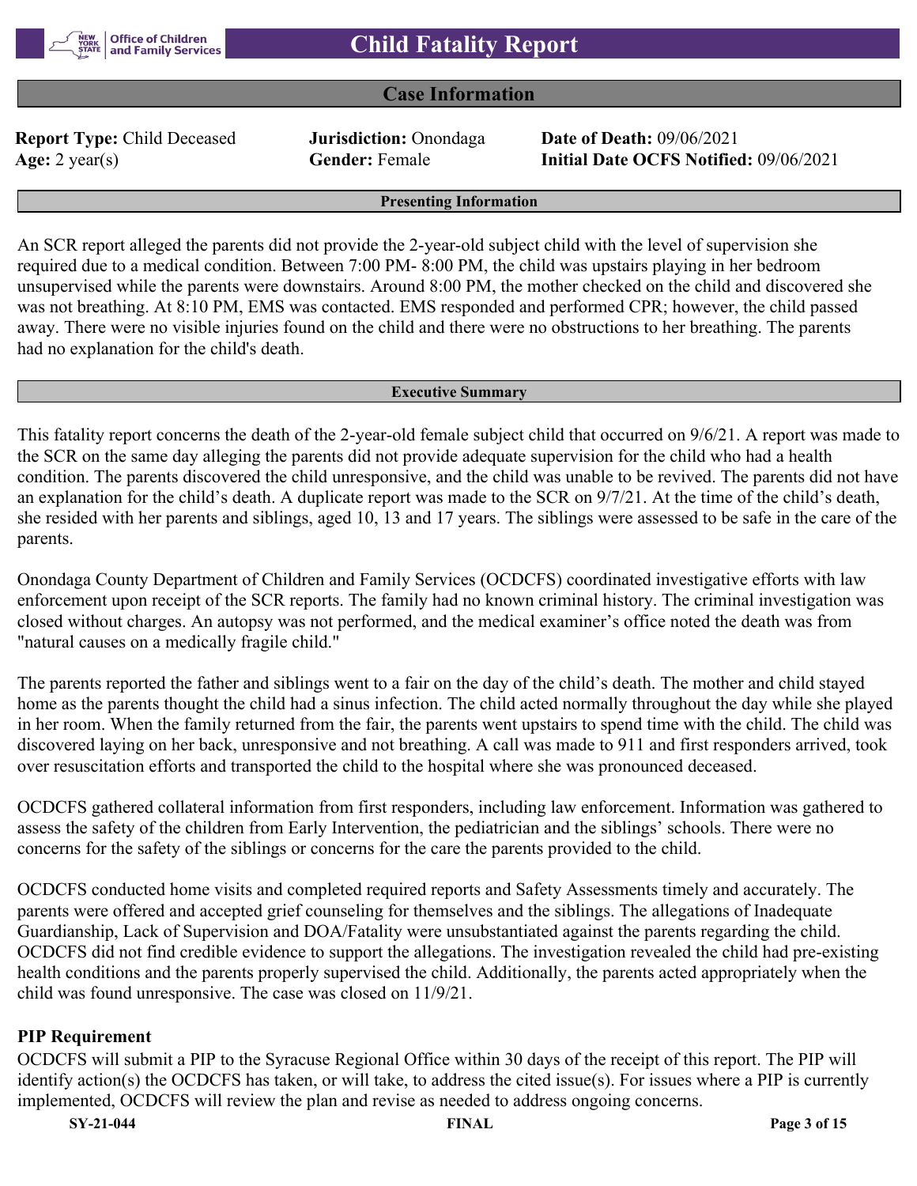# Child Fatality Report

## Case Information

| | | |
|---|---|---|
| **Report Type:** Child Deceased | **Jurisdiction:** Onondaga | **Date of Death:** 09/06/2021 |
| **Age:** 2 year(s) | **Gender:** Female | **Initial Date OCFS Notified:** 09/06/2021 |

### Presenting Information

An SCR report alleged the parents did not provide the 2-year-old subject child with the level of supervision she required due to a medical condition. Between 7:00 PM- 8:00 PM, the child was upstairs playing in her bedroom unsupervised while the parents were downstairs. Around 8:00 PM, the mother checked on the child and discovered she was not breathing. At 8:10 PM, EMS was contacted. EMS responded and performed CPR; however, the child passed away. There were no visible injuries found on the child and there were no obstructions to her breathing. The parents had no explanation for the child's death.

### Executive Summary

This fatality report concerns the death of the 2-year-old female subject child that occurred on 9/6/21. A report was made to the SCR on the same day alleging the parents did not provide adequate supervision for the child who had a health condition. The parents discovered the child unresponsive, and the child was unable to be revived. The parents did not have an explanation for the child's death. A duplicate report was made to the SCR on 9/7/21. At the time of the child's death, she resided with her parents and siblings, aged 10, 13 and 17 years. The siblings were assessed to be safe in the care of the parents.

Onondaga County Department of Children and Family Services (OCDCFS) coordinated investigative efforts with law enforcement upon receipt of the SCR reports. The family had no known criminal history. The criminal investigation was closed without charges. An autopsy was not performed, and the medical examiner's office noted the death was from "natural causes on a medically fragile child."

The parents reported the father and siblings went to a fair on the day of the child's death. The mother and child stayed home as the parents thought the child had a sinus infection. The child acted normally throughout the day while she played in her room. When the family returned from the fair, the parents went upstairs to spend time with the child. The child was discovered laying on her back, unresponsive and not breathing. A call was made to 911 and first responders arrived, took over resuscitation efforts and transported the child to the hospital where she was pronounced deceased.

OCDCFS gathered collateral information from first responders, including law enforcement. Information was gathered to assess the safety of the children from Early Intervention, the pediatrician and the siblings' schools. There were no concerns for the safety of the siblings or concerns for the care the parents provided to the child.

OCDCFS conducted home visits and completed required reports and Safety Assessments timely and accurately. The parents were offered and accepted grief counseling for themselves and the siblings. The allegations of Inadequate Guardianship, Lack of Supervision and DOA/Fatality were unsubstantiated against the parents regarding the child. OCDCFS did not find credible evidence to support the allegations. The investigation revealed the child had pre-existing health conditions and the parents properly supervised the child. Additionally, the parents acted appropriately when the child was found unresponsive. The case was closed on 11/9/21.

**PIP Requirement**

OCDCFS will submit a PIP to the Syracuse Regional Office within 30 days of the receipt of this report. The PIP will identify action(s) the OCDCFS has taken, or will take, to address the cited issue(s). For issues where a PIP is currently implemented, OCDCFS will review the plan and revise as needed to address ongoing concerns.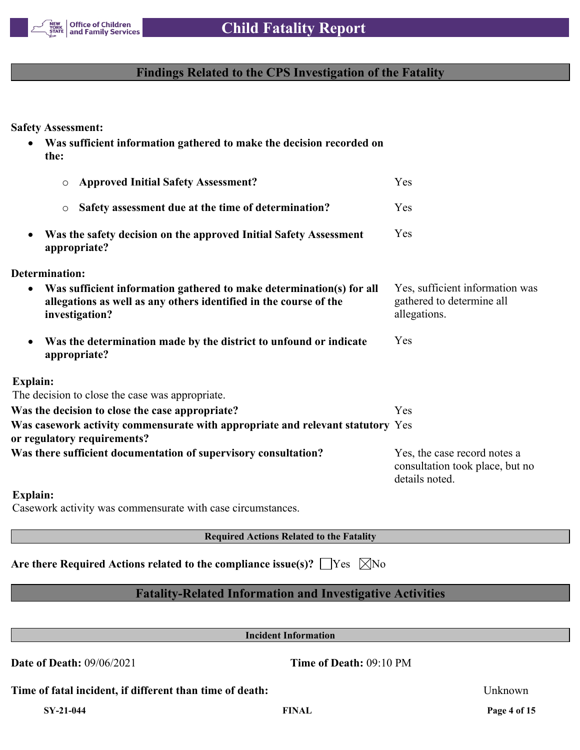## Findings Related to the CPS Investigation of the Fatality

**Safety Assessment:**

- **Was sufficient information gathered to make the decision recorded on the:**
  - **Approved Initial Safety Assessment?** Yes
  - **Safety assessment due at the time of determination?** Yes
- **Was the safety decision on the approved Initial Safety Assessment appropriate?** Yes

**Determination:**

- **Was sufficient information gathered to make determination(s) for all allegations as well as any others identified in the course of the investigation?** Yes, sufficient information was gathered to determine all allegations.
- **Was the determination made by the district to unfound or indicate appropriate?** Yes

**Explain:**
The decision to close the case was appropriate.

**Was the decision to close the case appropriate?** Yes

**Was casework activity commensurate with appropriate and relevant statutory or regulatory requirements?** Yes

**Was there sufficient documentation of supervisory consultation?** Yes, the case record notes a consultation took place, but no details noted.

**Explain:**
Casework activity was commensurate with case circumstances.

### Required Actions Related to the Fatality

**Are there Required Actions related to the compliance issue(s)?** ☐Yes ☒No

## Fatality-Related Information and Investigative Activities

### Incident Information

**Date of Death:** 09/06/2021

**Time of Death:** 09:10 PM

**Time of fatal incident, if different than time of death:** Unknown

SY-21-044 FINAL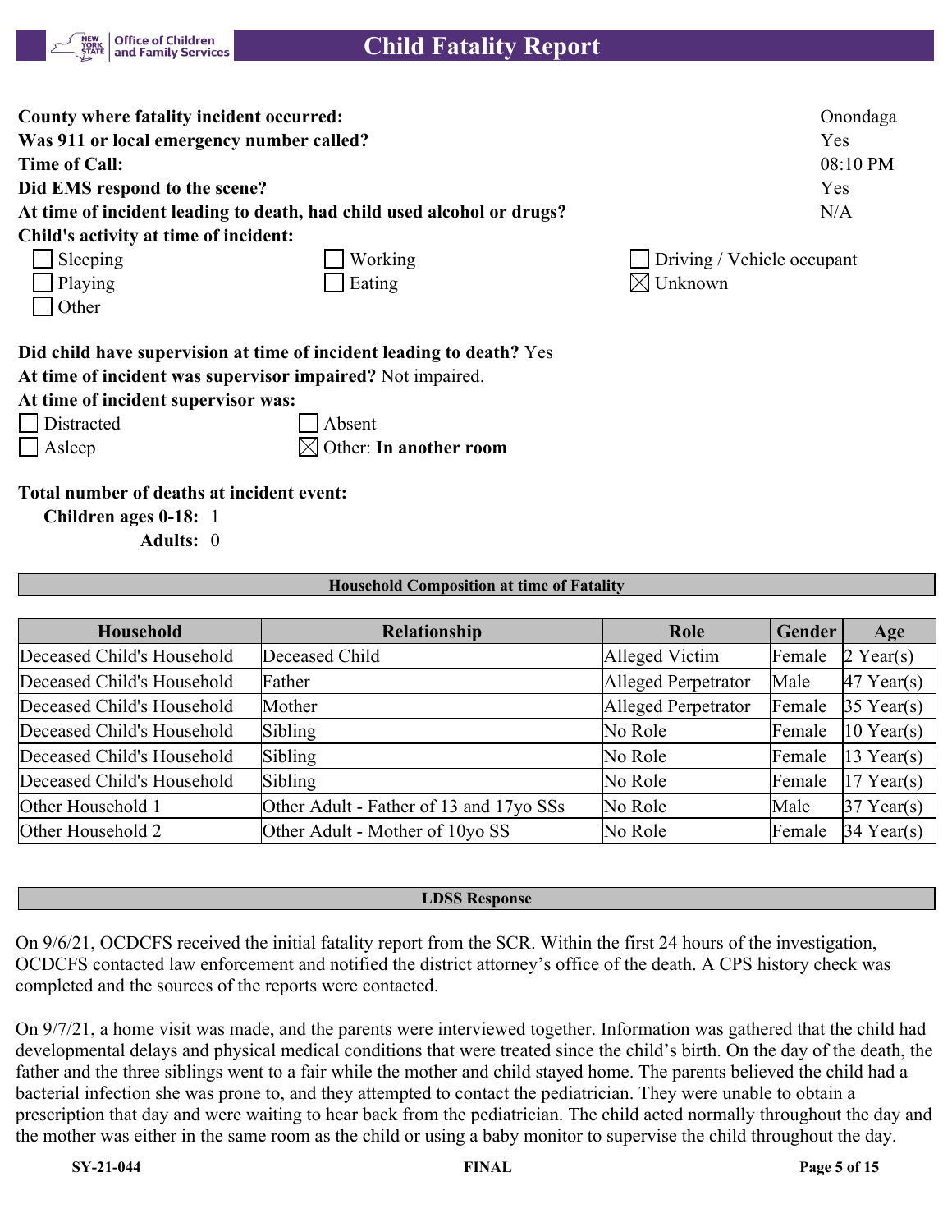| | |
|---|---|
| **County where fatality incident occurred:** | Onondaga |
| **Was 911 or local emergency number called?** | Yes |
| **Time of Call:** | 08:10 PM |
| **Did EMS respond to the scene?** | Yes |
| **At time of incident leading to death, had child used alcohol or drugs?** | N/A |

**Child's activity at time of incident:**

- ☐ Sleeping
- ☐ Working
- ☐ Driving / Vehicle occupant
- ☐ Playing
- ☐ Eating
- ☒ Unknown
- ☐ Other

**Did child have supervision at time of incident leading to death?** Yes

**At time of incident was supervisor impaired?** Not impaired.

**At time of incident supervisor was:**

- ☐ Distracted
- ☐ Absent
- ☐ Asleep
- ☒ Other: **In another room**

**Total number of deaths at incident event:**

**Children ages 0-18:** 1

**Adults:** 0

**Household Composition at time of Fatality**

| Household | Relationship | Role | Gender | Age |
|---|---|---|---|---|
| Deceased Child's Household | Deceased Child | Alleged Victim | Female | 2 Year(s) |
| Deceased Child's Household | Father | Alleged Perpetrator | Male | 47 Year(s) |
| Deceased Child's Household | Mother | Alleged Perpetrator | Female | 35 Year(s) |
| Deceased Child's Household | Sibling | No Role | Female | 10 Year(s) |
| Deceased Child's Household | Sibling | No Role | Female | 13 Year(s) |
| Deceased Child's Household | Sibling | No Role | Female | 17 Year(s) |
| Other Household 1 | Other Adult - Father of 13 and 17yo SSs | No Role | Male | 37 Year(s) |
| Other Household 2 | Other Adult - Mother of 10yo SS | No Role | Female | 34 Year(s) |

**LDSS Response**

On 9/6/21, OCDCFS received the initial fatality report from the SCR. Within the first 24 hours of the investigation, OCDCFS contacted law enforcement and notified the district attorney's office of the death. A CPS history check was completed and the sources of the reports were contacted.

On 9/7/21, a home visit was made, and the parents were interviewed together. Information was gathered that the child had developmental delays and physical medical conditions that were treated since the child's birth. On the day of the death, the father and the three siblings went to a fair while the mother and child stayed home. The parents believed the child had a bacterial infection she was prone to, and they attempted to contact the pediatrician. They were unable to obtain a prescription that day and were waiting to hear back from the pediatrician. The child acted normally throughout the day and the mother was either in the same room as the child or using a baby monitor to supervise the child throughout the day.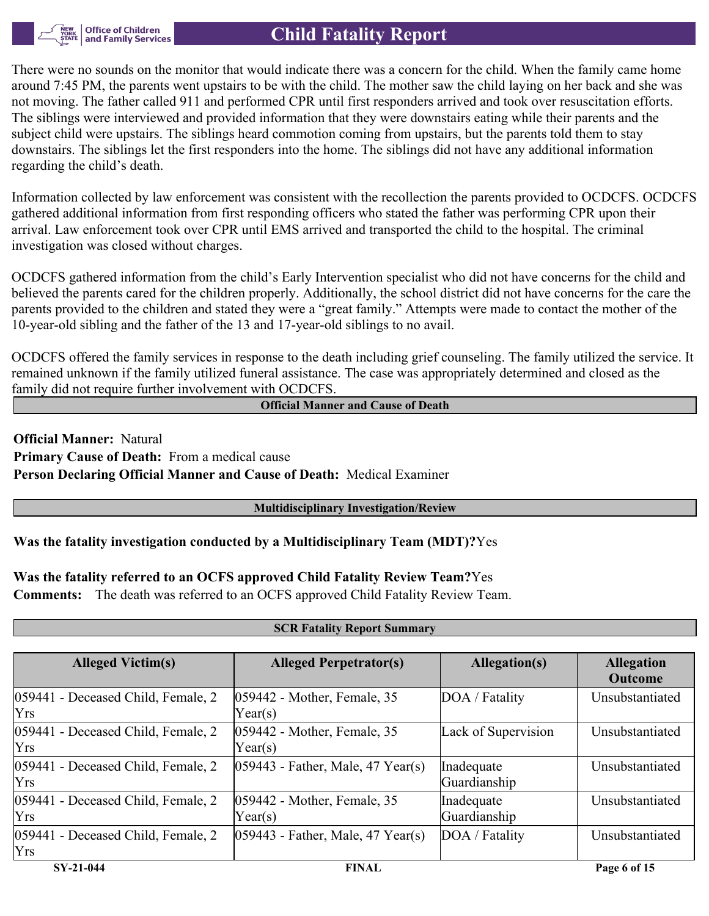There were no sounds on the monitor that would indicate there was a concern for the child. When the family came home around 7:45 PM, the parents went upstairs to be with the child. The mother saw the child laying on her back and she was not moving. The father called 911 and performed CPR until first responders arrived and took over resuscitation efforts. The siblings were interviewed and provided information that they were downstairs eating while their parents and the subject child were upstairs. The siblings heard commotion coming from upstairs, but the parents told them to stay downstairs. The siblings let the first responders into the home. The siblings did not have any additional information regarding the child's death.

Information collected by law enforcement was consistent with the recollection the parents provided to OCDCFS. OCDCFS gathered additional information from first responding officers who stated the father was performing CPR upon their arrival. Law enforcement took over CPR until EMS arrived and transported the child to the hospital. The criminal investigation was closed without charges.

OCDCFS gathered information from the child's Early Intervention specialist who did not have concerns for the child and believed the parents cared for the children properly. Additionally, the school district did not have concerns for the care the parents provided to the children and stated they were a "great family." Attempts were made to contact the mother of the 10-year-old sibling and the father of the 13 and 17-year-old siblings to no avail.

OCDCFS offered the family services in response to the death including grief counseling. The family utilized the service. It remained unknown if the family utilized funeral assistance. The case was appropriately determined and closed as the family did not require further involvement with OCDCFS.

## Official Manner and Cause of Death

**Official Manner:** Natural
**Primary Cause of Death:** From a medical cause
**Person Declaring Official Manner and Cause of Death:** Medical Examiner

## Multidisciplinary Investigation/Review

**Was the fatality investigation conducted by a Multidisciplinary Team (MDT)?** Yes

**Was the fatality referred to an OCFS approved Child Fatality Review Team?** Yes
**Comments:** The death was referred to an OCFS approved Child Fatality Review Team.

## SCR Fatality Report Summary

| Alleged Victim(s) | Alleged Perpetrator(s) | Allegation(s) | Allegation Outcome |
|---|---|---|---|
| 059441 - Deceased Child, Female, 2 Yrs | 059442 - Mother, Female, 35 Year(s) | DOA / Fatality | Unsubstantiated |
| 059441 - Deceased Child, Female, 2 Yrs | 059442 - Mother, Female, 35 Year(s) | Lack of Supervision | Unsubstantiated |
| 059441 - Deceased Child, Female, 2 Yrs | 059443 - Father, Male, 47 Year(s) | Inadequate Guardianship | Unsubstantiated |
| 059441 - Deceased Child, Female, 2 Yrs | 059442 - Mother, Female, 35 Year(s) | Inadequate Guardianship | Unsubstantiated |
| 059441 - Deceased Child, Female, 2 Yrs | 059443 - Father, Male, 47 Year(s) | DOA / Fatality | Unsubstantiated |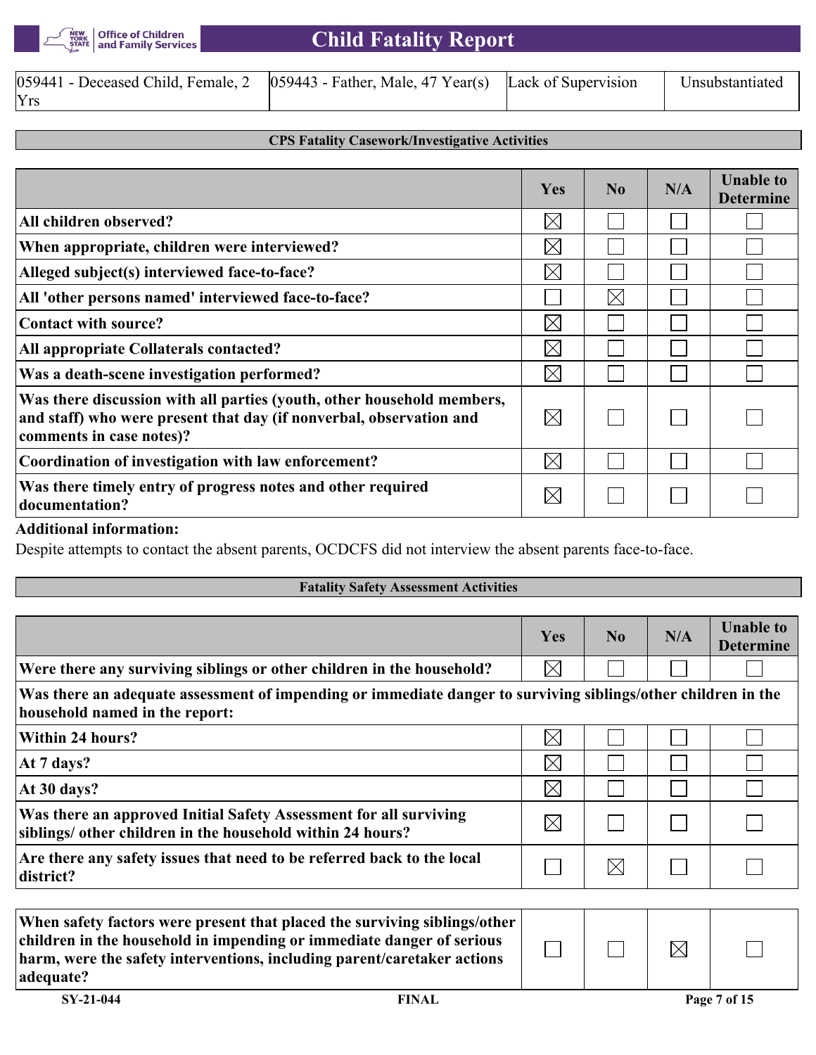| | | | |
|---|---|---|---|
| 059441 - Deceased Child, Female, 2 Yrs | 059443 - Father, Male, 47 Year(s) | Lack of Supervision | Unsubstantiated |

## CPS Fatality Casework/Investigative Activities

| | Yes | No | N/A | Unable to Determine |
|---|---|---|---|---|
| **All children observed?** | ☒ | ☐ | ☐ | ☐ |
| **When appropriate, children were interviewed?** | ☒ | ☐ | ☐ | ☐ |
| **Alleged subject(s) interviewed face-to-face?** | ☒ | ☐ | ☐ | ☐ |
| **All 'other persons named' interviewed face-to-face?** | ☐ | ☒ | ☐ | ☐ |
| **Contact with source?** | ☒ | ☐ | ☐ | ☐ |
| **All appropriate Collaterals contacted?** | ☒ | ☐ | ☐ | ☐ |
| **Was a death-scene investigation performed?** | ☒ | ☐ | ☐ | ☐ |
| **Was there discussion with all parties (youth, other household members, and staff) who were present that day (if nonverbal, observation and comments in case notes)?** | ☒ | ☐ | ☐ | ☐ |
| **Coordination of investigation with law enforcement?** | ☒ | ☐ | ☐ | ☐ |
| **Was there timely entry of progress notes and other required documentation?** | ☒ | ☐ | ☐ | ☐ |

**Additional information:**

Despite attempts to contact the absent parents, OCDCFS did not interview the absent parents face-to-face.

## Fatality Safety Assessment Activities

| | Yes | No | N/A | Unable to Determine |
|---|---|---|---|---|
| **Were there any surviving siblings or other children in the household?** | ☒ | ☐ | ☐ | ☐ |
| **Was there an adequate assessment of impending or immediate danger to surviving siblings/other children in the household named in the report:** | | | | |
| **Within 24 hours?** | ☒ | ☐ | ☐ | ☐ |
| **At 7 days?** | ☒ | ☐ | ☐ | ☐ |
| **At 30 days?** | ☒ | ☐ | ☐ | ☐ |
| **Was there an approved Initial Safety Assessment for all surviving siblings/ other children in the household within 24 hours?** | ☒ | ☐ | ☐ | ☐ |
| **Are there any safety issues that need to be referred back to the local district?** | ☐ | ☒ | ☐ | ☐ |
| **When safety factors were present that placed the surviving siblings/other children in the household in impending or immediate danger of serious harm, were the safety interventions, including parent/caretaker actions adequate?** | ☐ | ☐ | ☒ | ☐ |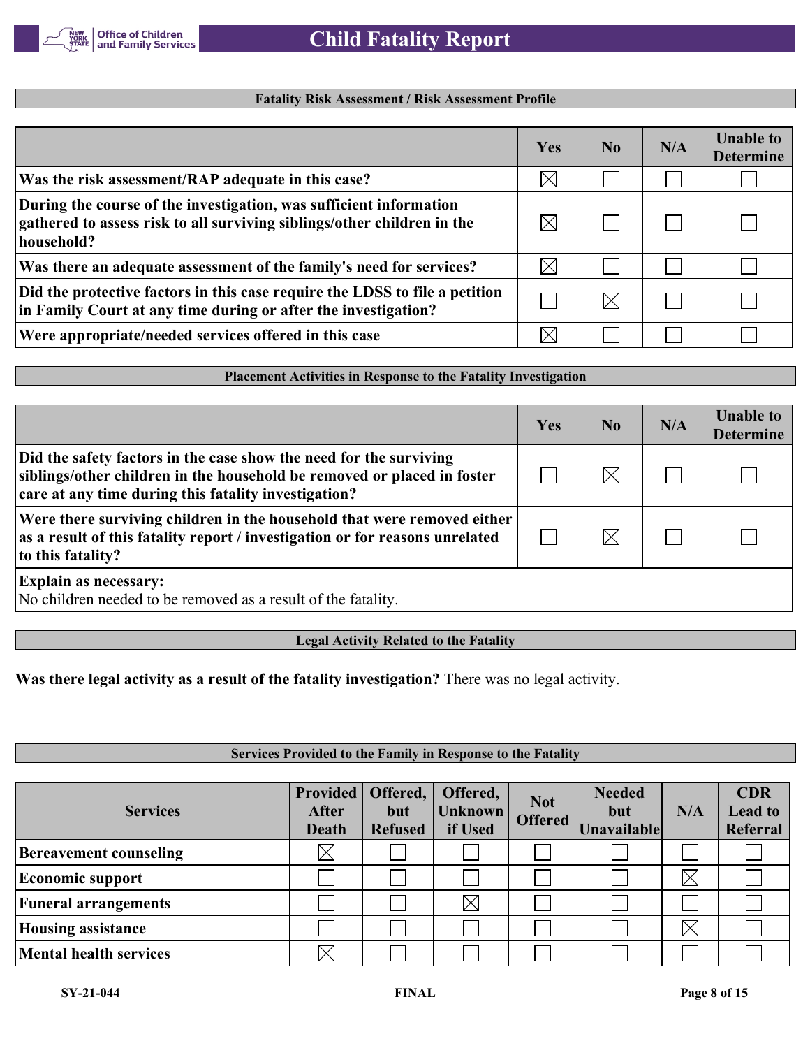## Fatality Risk Assessment / Risk Assessment Profile

| | Yes | No | N/A | Unable to Determine |
|---|---|---|---|---|
| **Was the risk assessment/RAP adequate in this case?** | ☒ | ☐ | ☐ | ☐ |
| **During the course of the investigation, was sufficient information gathered to assess risk to all surviving siblings/other children in the household?** | ☒ | ☐ | ☐ | ☐ |
| **Was there an adequate assessment of the family's need for services?** | ☒ | ☐ | ☐ | ☐ |
| **Did the protective factors in this case require the LDSS to file a petition in Family Court at any time during or after the investigation?** | ☐ | ☒ | ☐ | ☐ |
| **Were appropriate/needed services offered in this case** | ☒ | ☐ | ☐ | ☐ |

## Placement Activities in Response to the Fatality Investigation

| | Yes | No | N/A | Unable to Determine |
|---|---|---|---|---|
| **Did the safety factors in the case show the need for the surviving siblings/other children in the household be removed or placed in foster care at any time during this fatality investigation?** | ☐ | ☒ | ☐ | ☐ |
| **Were there surviving children in the household that were removed either as a result of this fatality report / investigation or for reasons unrelated to this fatality?** | ☐ | ☒ | ☐ | ☐ |

**Explain as necessary:**
No children needed to be removed as a result of the fatality.

## Legal Activity Related to the Fatality

**Was there legal activity as a result of the fatality investigation?** There was no legal activity.

## Services Provided to the Family in Response to the Fatality

| Services | Provided After Death | Offered, but Refused | Offered, Unknown if Used | Not Offered | Needed but Unavailable | N/A | CDR Lead to Referral |
|---|---|---|---|---|---|---|---|
| **Bereavement counseling** | ☒ | ☐ | ☐ | ☐ | ☐ | ☐ | ☐ |
| **Economic support** | ☐ | ☐ | ☐ | ☐ | ☐ | ☒ | ☐ |
| **Funeral arrangements** | ☐ | ☐ | ☒ | ☐ | ☐ | ☐ | ☐ |
| **Housing assistance** | ☐ | ☐ | ☐ | ☐ | ☐ | ☒ | ☐ |
| **Mental health services** | ☒ | ☐ | ☐ | ☐ | ☐ | ☐ | ☐ |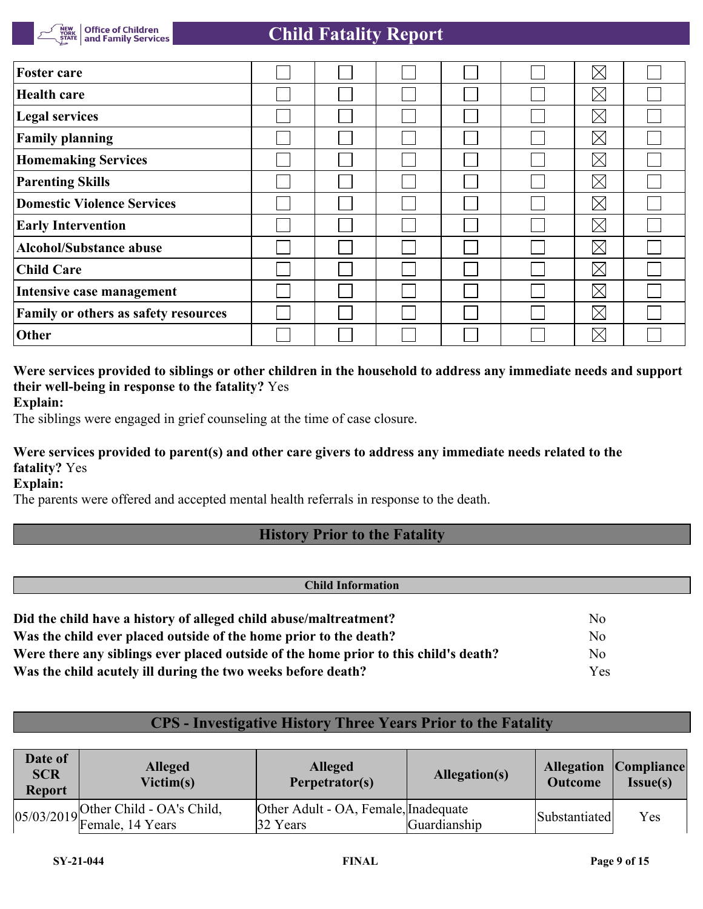| | | | | | | | |
|---|---|---|---|---|---|---|---|
| **Foster care** | ☐ | ☐ | ☐ | ☐ | ☐ | ☒ | ☐ |
| **Health care** | ☐ | ☐ | ☐ | ☐ | ☐ | ☒ | ☐ |
| **Legal services** | ☐ | ☐ | ☐ | ☐ | ☐ | ☒ | ☐ |
| **Family planning** | ☐ | ☐ | ☐ | ☐ | ☐ | ☒ | ☐ |
| **Homemaking Services** | ☐ | ☐ | ☐ | ☐ | ☐ | ☒ | ☐ |
| **Parenting Skills** | ☐ | ☐ | ☐ | ☐ | ☐ | ☒ | ☐ |
| **Domestic Violence Services** | ☐ | ☐ | ☐ | ☐ | ☐ | ☒ | ☐ |
| **Early Intervention** | ☐ | ☐ | ☐ | ☐ | ☐ | ☒ | ☐ |
| **Alcohol/Substance abuse** | ☐ | ☐ | ☐ | ☐ | ☐ | ☒ | ☐ |
| **Child Care** | ☐ | ☐ | ☐ | ☐ | ☐ | ☒ | ☐ |
| **Intensive case management** | ☐ | ☐ | ☐ | ☐ | ☐ | ☒ | ☐ |
| **Family or others as safety resources** | ☐ | ☐ | ☐ | ☐ | ☐ | ☒ | ☐ |
| **Other** | ☐ | ☐ | ☐ | ☐ | ☐ | ☒ | ☐ |

**Were services provided to siblings or other children in the household to address any immediate needs and support their well-being in response to the fatality?** Yes

**Explain:**

The siblings were engaged in grief counseling at the time of case closure.

**Were services provided to parent(s) and other care givers to address any immediate needs related to the fatality?** Yes

**Explain:**

The parents were offered and accepted mental health referrals in response to the death.

## History Prior to the Fatality

### Child Information

| | |
|---|---|
| **Did the child have a history of alleged child abuse/maltreatment?** | No |
| **Was the child ever placed outside of the home prior to the death?** | No |
| **Were there any siblings ever placed outside of the home prior to this child's death?** | No |
| **Was the child acutely ill during the two weeks before death?** | Yes |

## CPS - Investigative History Three Years Prior to the Fatality

| Date of SCR Report | Alleged Victim(s) | Alleged Perpetrator(s) | Allegation(s) | Allegation Outcome | Compliance Issue(s) |
|---|---|---|---|---|---|
| 05/03/2019 | Other Child - OA's Child, Female, 14 Years | Other Adult - OA, Female, 32 Years | Inadequate Guardianship | Substantiated | Yes |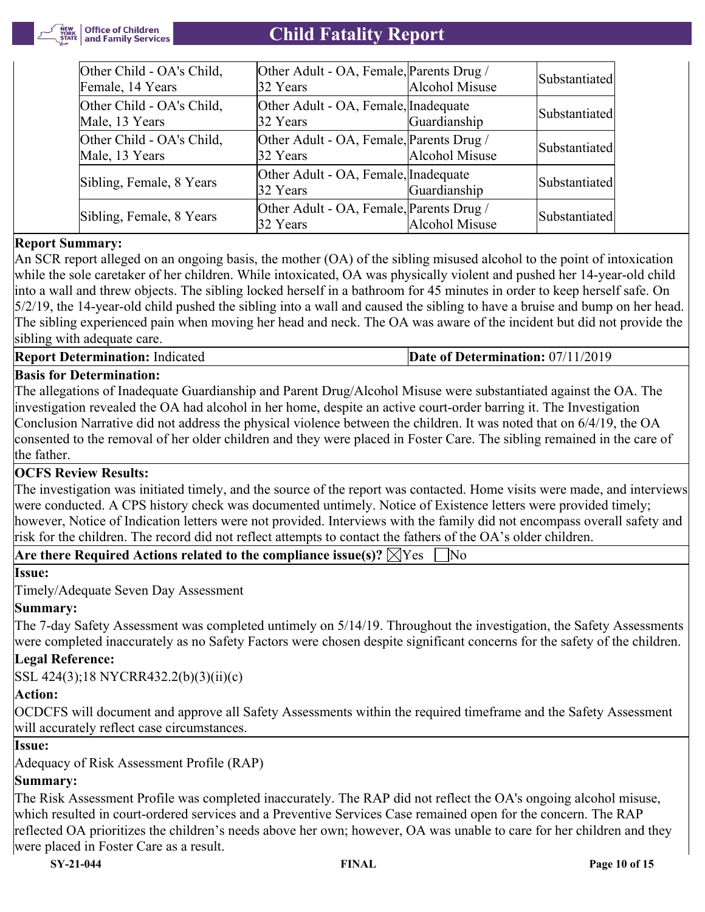| Other Child - OA's Child, Female, 14 Years | Other Adult - OA, Female, 32 Years | Parents Drug / Alcohol Misuse | Substantiated |
|---|---|---|---|
| Other Child - OA's Child, Male, 13 Years | Other Adult - OA, Female, 32 Years | Inadequate Guardianship | Substantiated |
| Other Child - OA's Child, Male, 13 Years | Other Adult - OA, Female, 32 Years | Parents Drug / Alcohol Misuse | Substantiated |
| Sibling, Female, 8 Years | Other Adult - OA, Female, 32 Years | Inadequate Guardianship | Substantiated |
| Sibling, Female, 8 Years | Other Adult - OA, Female, 32 Years | Parents Drug / Alcohol Misuse | Substantiated |

**Report Summary:**

An SCR report alleged on an ongoing basis, the mother (OA) of the sibling misused alcohol to the point of intoxication while the sole caretaker of her children. While intoxicated, OA was physically violent and pushed her 14-year-old child into a wall and threw objects. The sibling locked herself in a bathroom for 45 minutes in order to keep herself safe. On 5/2/19, the 14-year-old child pushed the sibling into a wall and caused the sibling to have a bruise and bump on her head. The sibling experienced pain when moving her head and neck. The OA was aware of the incident but did not provide the sibling with adequate care.

**Report Determination:** Indicated

**Date of Determination:** 07/11/2019

**Basis for Determination:**

The allegations of Inadequate Guardianship and Parent Drug/Alcohol Misuse were substantiated against the OA. The investigation revealed the OA had alcohol in her home, despite an active court-order barring it. The Investigation Conclusion Narrative did not address the physical violence between the children. It was noted that on 6/4/19, the OA consented to the removal of her older children and they were placed in Foster Care. The sibling remained in the care of the father.

**OCFS Review Results:**

The investigation was initiated timely, and the source of the report was contacted. Home visits were made, and interviews were conducted. A CPS history check was documented untimely. Notice of Existence letters were provided timely; however, Notice of Indication letters were not provided. Interviews with the family did not encompass overall safety and risk for the children. The record did not reflect attempts to contact the fathers of the OA's older children.

**Are there Required Actions related to the compliance issue(s)?** ☒Yes ☐No

**Issue:**

Timely/Adequate Seven Day Assessment

**Summary:**

The 7-day Safety Assessment was completed untimely on 5/14/19. Throughout the investigation, the Safety Assessments were completed inaccurately as no Safety Factors were chosen despite significant concerns for the safety of the children.

**Legal Reference:**

SSL 424(3);18 NYCRR432.2(b)(3)(ii)(c)

**Action:**

OCDCFS will document and approve all Safety Assessments within the required timeframe and the Safety Assessment will accurately reflect case circumstances.

**Issue:**

Adequacy of Risk Assessment Profile (RAP)

**Summary:**

The Risk Assessment Profile was completed inaccurately. The RAP did not reflect the OA's ongoing alcohol misuse, which resulted in court-ordered services and a Preventive Services Case remained open for the concern. The RAP reflected OA prioritizes the children's needs above her own; however, OA was unable to care for her children and they were placed in Foster Care as a result.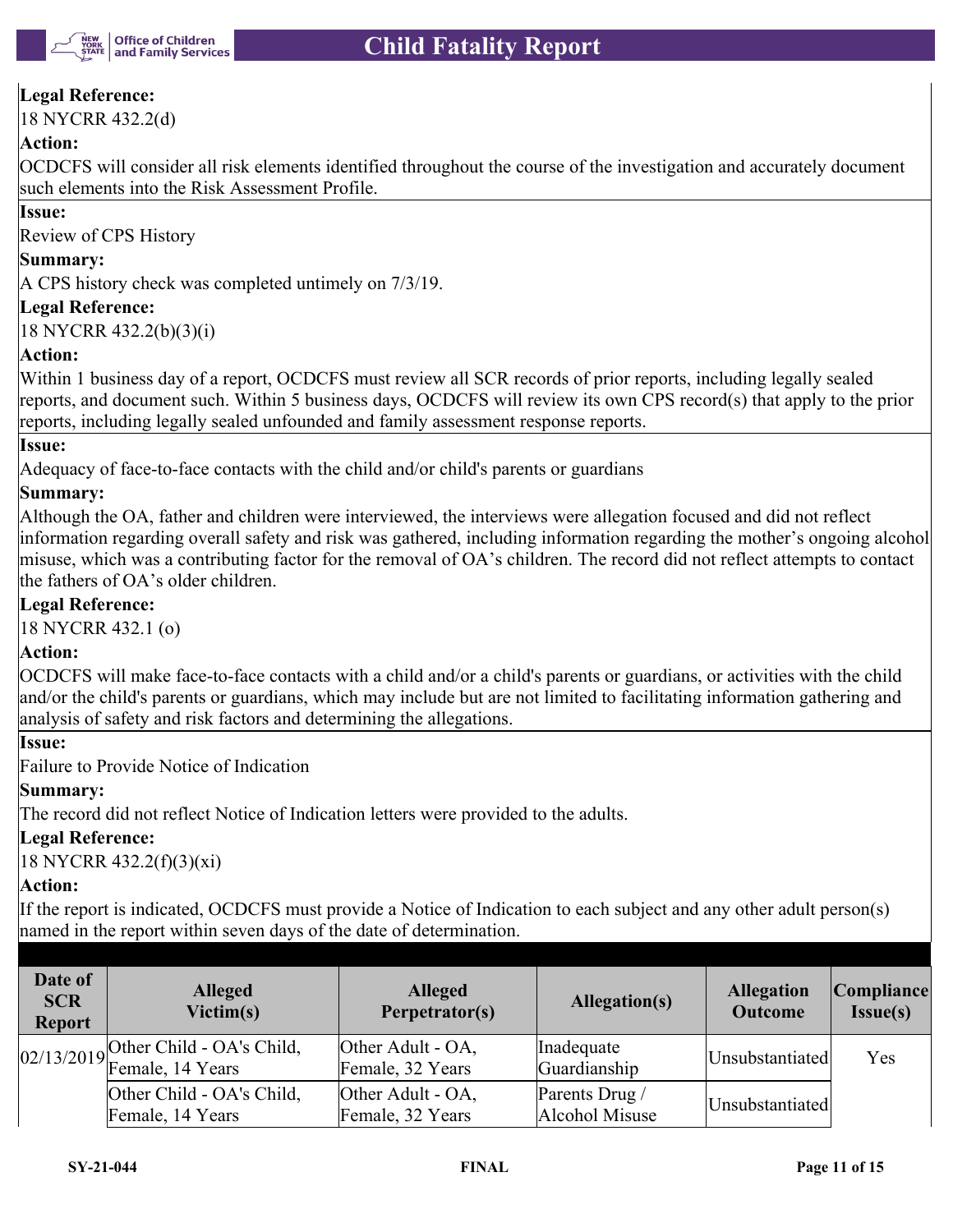**Legal Reference:**

18 NYCRR 432.2(d)

**Action:**

OCDCFS will consider all risk elements identified throughout the course of the investigation and accurately document such elements into the Risk Assessment Profile.

**Issue:**

Review of CPS History

**Summary:**

A CPS history check was completed untimely on 7/3/19.

**Legal Reference:**

18 NYCRR 432.2(b)(3)(i)

**Action:**

Within 1 business day of a report, OCDCFS must review all SCR records of prior reports, including legally sealed reports, and document such. Within 5 business days, OCDCFS will review its own CPS record(s) that apply to the prior reports, including legally sealed unfounded and family assessment response reports.

**Issue:**

Adequacy of face-to-face contacts with the child and/or child's parents or guardians

**Summary:**

Although the OA, father and children were interviewed, the interviews were allegation focused and did not reflect information regarding overall safety and risk was gathered, including information regarding the mother's ongoing alcohol misuse, which was a contributing factor for the removal of OA's children. The record did not reflect attempts to contact the fathers of OA's older children.

**Legal Reference:**

18 NYCRR 432.1 (o)

**Action:**

OCDCFS will make face-to-face contacts with a child and/or a child's parents or guardians, or activities with the child and/or the child's parents or guardians, which may include but are not limited to facilitating information gathering and analysis of safety and risk factors and determining the allegations.

**Issue:**

Failure to Provide Notice of Indication

**Summary:**

The record did not reflect Notice of Indication letters were provided to the adults.

**Legal Reference:**

18 NYCRR 432.2(f)(3)(xi)

**Action:**

If the report is indicated, OCDCFS must provide a Notice of Indication to each subject and any other adult person(s) named in the report within seven days of the date of determination.

| Date of SCR Report | Alleged Victim(s) | Alleged Perpetrator(s) | Allegation(s) | Allegation Outcome | Compliance Issue(s) |
|---|---|---|---|---|---|
| 02/13/2019 | Other Child - OA's Child, Female, 14 Years | Other Adult - OA, Female, 32 Years | Inadequate Guardianship | Unsubstantiated | Yes |
| | Other Child - OA's Child, Female, 14 Years | Other Adult - OA, Female, 32 Years | Parents Drug / Alcohol Misuse | Unsubstantiated | |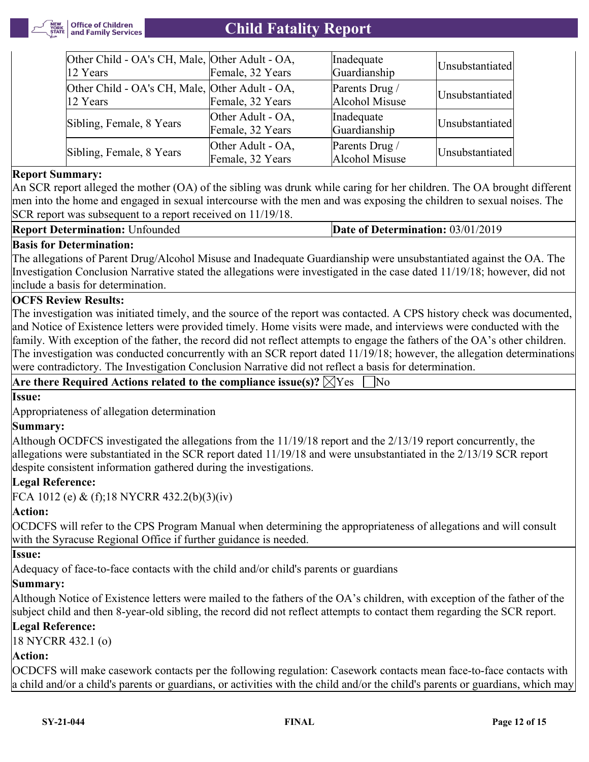| | | | |
|---|---|---|---|
| Other Child - OA's CH, Male, 12 Years | Other Adult - OA, Female, 32 Years | Inadequate Guardianship | Unsubstantiated |
| Other Child - OA's CH, Male, 12 Years | Other Adult - OA, Female, 32 Years | Parents Drug / Alcohol Misuse | Unsubstantiated |
| Sibling, Female, 8 Years | Other Adult - OA, Female, 32 Years | Inadequate Guardianship | Unsubstantiated |
| Sibling, Female, 8 Years | Other Adult - OA, Female, 32 Years | Parents Drug / Alcohol Misuse | Unsubstantiated |

**Report Summary:**

An SCR report alleged the mother (OA) of the sibling was drunk while caring for her children. The OA brought different men into the home and engaged in sexual intercourse with the men and was exposing the children to sexual noises. The SCR report was subsequent to a report received on 11/19/18.

**Report Determination:** Unfounded

**Date of Determination:** 03/01/2019

**Basis for Determination:**

The allegations of Parent Drug/Alcohol Misuse and Inadequate Guardianship were unsubstantiated against the OA. The Investigation Conclusion Narrative stated the allegations were investigated in the case dated 11/19/18; however, did not include a basis for determination.

**OCFS Review Results:**

The investigation was initiated timely, and the source of the report was contacted. A CPS history check was documented, and Notice of Existence letters were provided timely. Home visits were made, and interviews were conducted with the family. With exception of the father, the record did not reflect attempts to engage the fathers of the OA's other children. The investigation was conducted concurrently with an SCR report dated 11/19/18; however, the allegation determinations were contradictory. The Investigation Conclusion Narrative did not reflect a basis for determination.

**Are there Required Actions related to the compliance issue(s)?** ☒Yes ☐No

**Issue:**

Appropriateness of allegation determination

**Summary:**

Although OCDFCS investigated the allegations from the 11/19/18 report and the 2/13/19 report concurrently, the allegations were substantiated in the SCR report dated 11/19/18 and were unsubstantiated in the 2/13/19 SCR report despite consistent information gathered during the investigations.

**Legal Reference:**

FCA 1012 (e) & (f);18 NYCRR 432.2(b)(3)(iv)

**Action:**

OCDFCS will refer to the CPS Program Manual when determining the appropriateness of allegations and will consult with the Syracuse Regional Office if further guidance is needed.

**Issue:**

Adequacy of face-to-face contacts with the child and/or child's parents or guardians

**Summary:**

Although Notice of Existence letters were mailed to the fathers of the OA's children, with exception of the father of the subject child and then 8-year-old sibling, the record did not reflect attempts to contact them regarding the SCR report.

**Legal Reference:**

18 NYCRR 432.1 (o)

**Action:**

OCDFCS will make casework contacts per the following regulation: Casework contacts mean face-to-face contacts with a child and/or a child's parents or guardians, or activities with the child and/or the child's parents or guardians, which may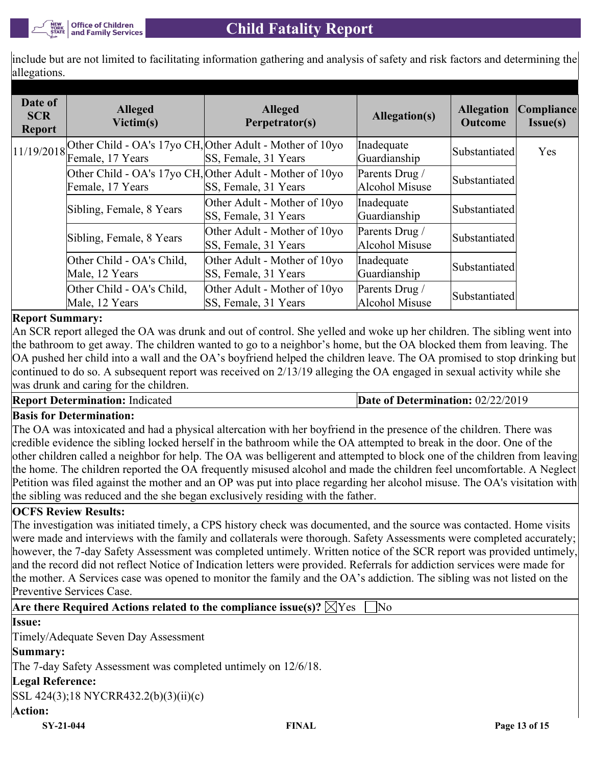include but are not limited to facilitating information gathering and analysis of safety and risk factors and determining the allegations.

| Date of SCR Report | Alleged Victim(s) | Alleged Perpetrator(s) | Allegation(s) | Allegation Outcome | Compliance Issue(s) |
|---|---|---|---|---|---|
| 11/19/2018 | Other Child - OA's 17yo CH, Female, 17 Years | Other Adult - Mother of 10yo SS, Female, 31 Years | Inadequate Guardianship | Substantiated | Yes |
| | Other Child - OA's 17yo CH, Female, 17 Years | Other Adult - Mother of 10yo SS, Female, 31 Years | Parents Drug / Alcohol Misuse | Substantiated | |
| | Sibling, Female, 8 Years | Other Adult - Mother of 10yo SS, Female, 31 Years | Inadequate Guardianship | Substantiated | |
| | Sibling, Female, 8 Years | Other Adult - Mother of 10yo SS, Female, 31 Years | Parents Drug / Alcohol Misuse | Substantiated | |
| | Other Child - OA's Child, Male, 12 Years | Other Adult - Mother of 10yo SS, Female, 31 Years | Inadequate Guardianship | Substantiated | |
| | Other Child - OA's Child, Male, 12 Years | Other Adult - Mother of 10yo SS, Female, 31 Years | Parents Drug / Alcohol Misuse | Substantiated | |

**Report Summary:**

An SCR report alleged the OA was drunk and out of control. She yelled and woke up her children. The sibling went into the bathroom to get away. The children wanted to go to a neighbor's home, but the OA blocked them from leaving. The OA pushed her child into a wall and the OA's boyfriend helped the children leave. The OA promised to stop drinking but continued to do so. A subsequent report was received on 2/13/19 alleging the OA engaged in sexual activity while she was drunk and caring for the children.

**Report Determination:** Indicated

**Date of Determination:** 02/22/2019

**Basis for Determination:**

The OA was intoxicated and had a physical altercation with her boyfriend in the presence of the children. There was credible evidence the sibling locked herself in the bathroom while the OA attempted to break in the door. One of the other children called a neighbor for help. The OA was belligerent and attempted to block one of the children from leaving the home. The children reported the OA frequently misused alcohol and made the children feel uncomfortable. A Neglect Petition was filed against the mother and an OP was put into place regarding her alcohol misuse. The OA's visitation with the sibling was reduced and the she began exclusively residing with the father.

**OCFS Review Results:**

The investigation was initiated timely, a CPS history check was documented, and the source was contacted. Home visits were made and interviews with the family and collaterals were thorough. Safety Assessments were completed accurately; however, the 7-day Safety Assessment was completed untimely. Written notice of the SCR report was provided untimely, and the record did not reflect Notice of Indication letters were provided. Referrals for addiction services were made for the mother. A Services case was opened to monitor the family and the OA's addiction. The sibling was not listed on the Preventive Services Case.

**Are there Required Actions related to the compliance issue(s)?** ☒Yes ☐No

**Issue:**

Timely/Adequate Seven Day Assessment

**Summary:**

The 7-day Safety Assessment was completed untimely on 12/6/18.

**Legal Reference:**

SSL 424(3);18 NYCRR432.2(b)(3)(ii)(c)

**Action:**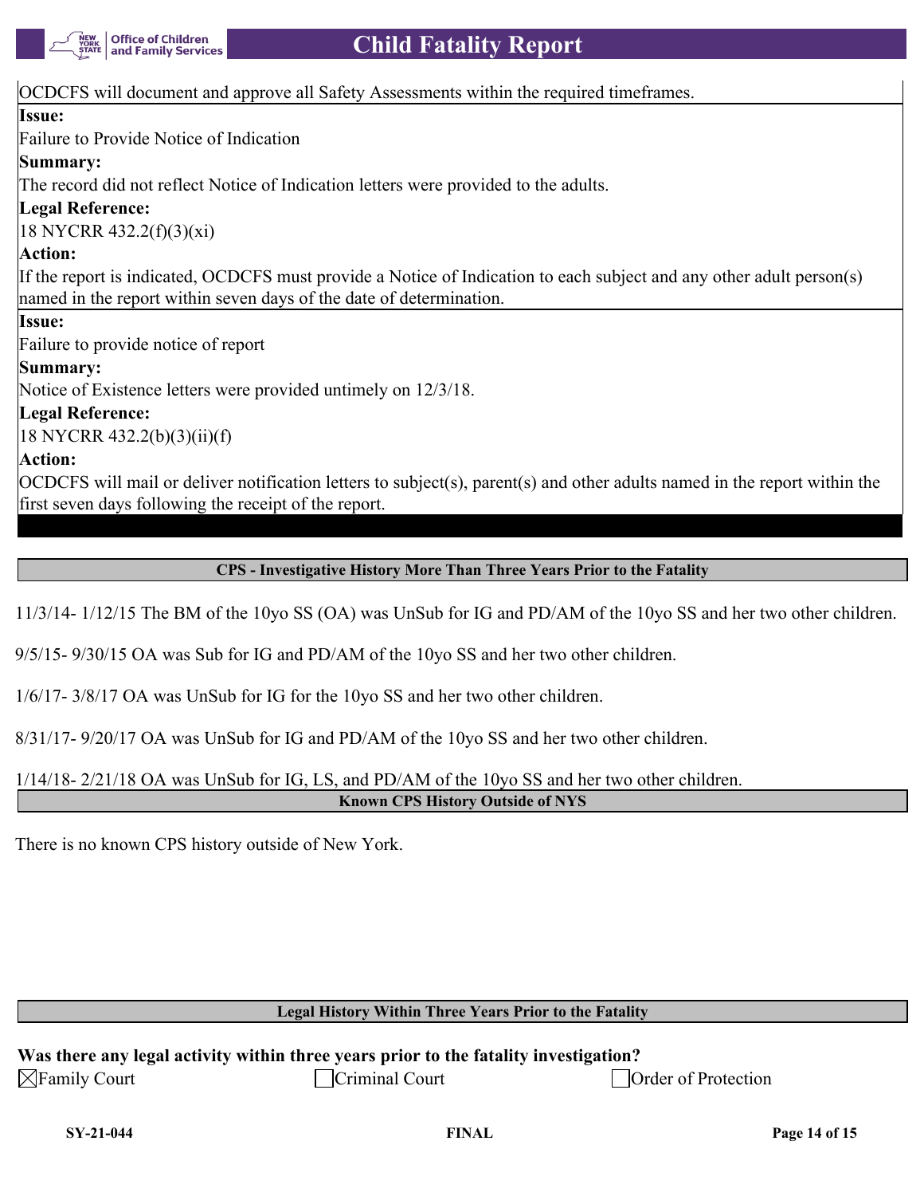OCDCFS will document and approve all Safety Assessments within the required timeframes.

**Issue:**

Failure to Provide Notice of Indication

**Summary:**

The record did not reflect Notice of Indication letters were provided to the adults.

**Legal Reference:**

18 NYCRR 432.2(f)(3)(xi)

**Action:**

If the report is indicated, OCDCFS must provide a Notice of Indication to each subject and any other adult person(s) named in the report within seven days of the date of determination.

**Issue:**

Failure to provide notice of report

**Summary:**

Notice of Existence letters were provided untimely on 12/3/18.

**Legal Reference:**

18 NYCRR 432.2(b)(3)(ii)(f)

**Action:**

OCDCFS will mail or deliver notification letters to subject(s), parent(s) and other adults named in the report within the first seven days following the receipt of the report.

## CPS - Investigative History More Than Three Years Prior to the Fatality

11/3/14- 1/12/15 The BM of the 10yo SS (OA) was UnSub for IG and PD/AM of the 10yo SS and her two other children.

9/5/15- 9/30/15 OA was Sub for IG and PD/AM of the 10yo SS and her two other children.

1/6/17- 3/8/17 OA was UnSub for IG for the 10yo SS and her two other children.

8/31/17- 9/20/17 OA was UnSub for IG and PD/AM of the 10yo SS and her two other children.

1/14/18- 2/21/18 OA was UnSub for IG, LS, and PD/AM of the 10yo SS and her two other children.

## Known CPS History Outside of NYS

There is no known CPS history outside of New York.

## Legal History Within Three Years Prior to the Fatality

**Was there any legal activity within three years prior to the fatality investigation?**

☒ Family Court ☐ Criminal Court ☐ Order of Protection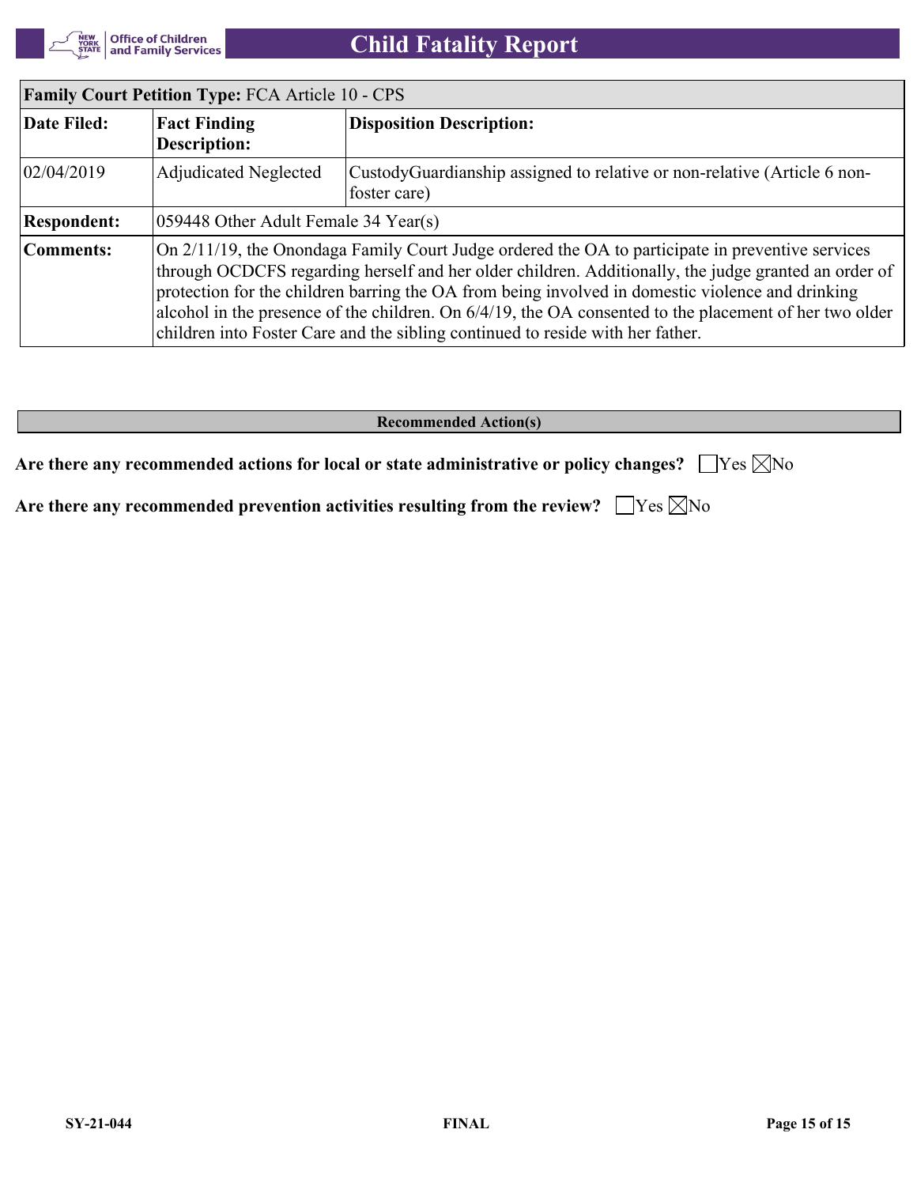| Family Court Petition Type: FCA Article 10 - CPS | | |
|---|---|---|
| **Date Filed:** | **Fact Finding Description:** | **Disposition Description:** |
| 02/04/2019 | Adjudicated Neglected | CustodyGuardianship assigned to relative or non-relative (Article 6 non-foster care) |
| **Respondent:** | 059448 Other Adult Female 34 Year(s) | |
| **Comments:** | On 2/11/19, the Onondaga Family Court Judge ordered the OA to participate in preventive services through OCDCFS regarding herself and her older children. Additionally, the judge granted an order of protection for the children barring the OA from being involved in domestic violence and drinking alcohol in the presence of the children. On 6/4/19, the OA consented to the placement of her two older children into Foster Care and the sibling continued to reside with her father. | |

## Recommended Action(s)

**Are there any recommended actions for local or state administrative or policy changes?** ☐Yes ☒No

**Are there any recommended prevention activities resulting from the review?** ☐Yes ☒No